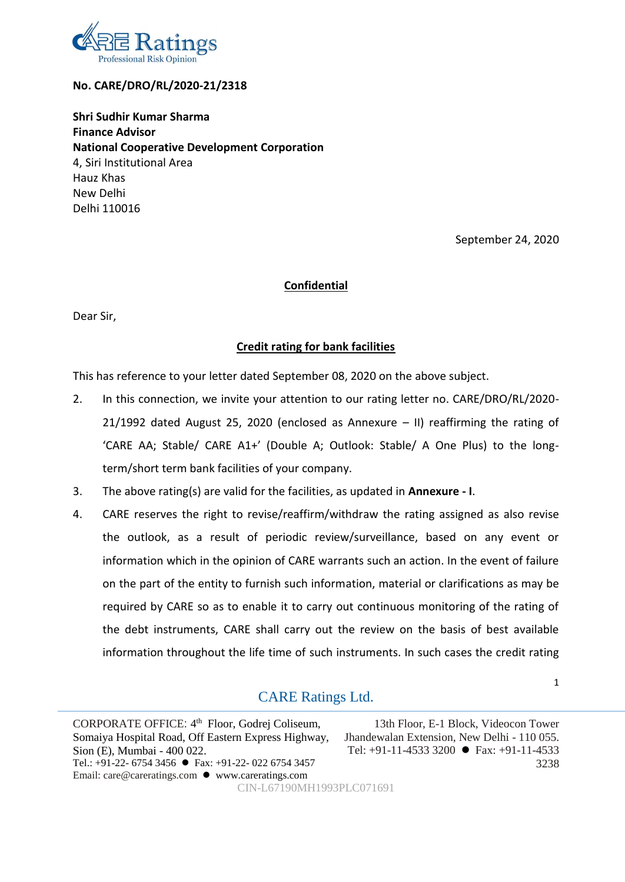**No. CARE/DRO/RL/2020-21/2318**

**Shri Sudhir Kumar Sharma**
**Finance Advisor**
**National Cooperative Development Corporation**
4, Siri Institutional Area
Hauz Khas
New Delhi
Delhi 110016

September 24, 2020

**Confidential**

Dear Sir,

**Credit rating for bank facilities**

This has reference to your letter dated September 08, 2020 on the above subject.

2. In this connection, we invite your attention to our rating letter no. CARE/DRO/RL/2020-21/1992 dated August 25, 2020 (enclosed as Annexure – II) reaffirming the rating of 'CARE AA; Stable/ CARE A1+' (Double A; Outlook: Stable/ A One Plus) to the long-term/short term bank facilities of your company.

3. The above rating(s) are valid for the facilities, as updated in **Annexure - I**.

4. CARE reserves the right to revise/reaffirm/withdraw the rating assigned as also revise the outlook, as a result of periodic review/surveillance, based on any event or information which in the opinion of CARE warrants such an action. In the event of failure on the part of the entity to furnish such information, material or clarifications as may be required by CARE so as to enable it to carry out continuous monitoring of the rating of the debt instruments, CARE shall carry out the review on the basis of best available information throughout the life time of such instruments. In such cases the credit rating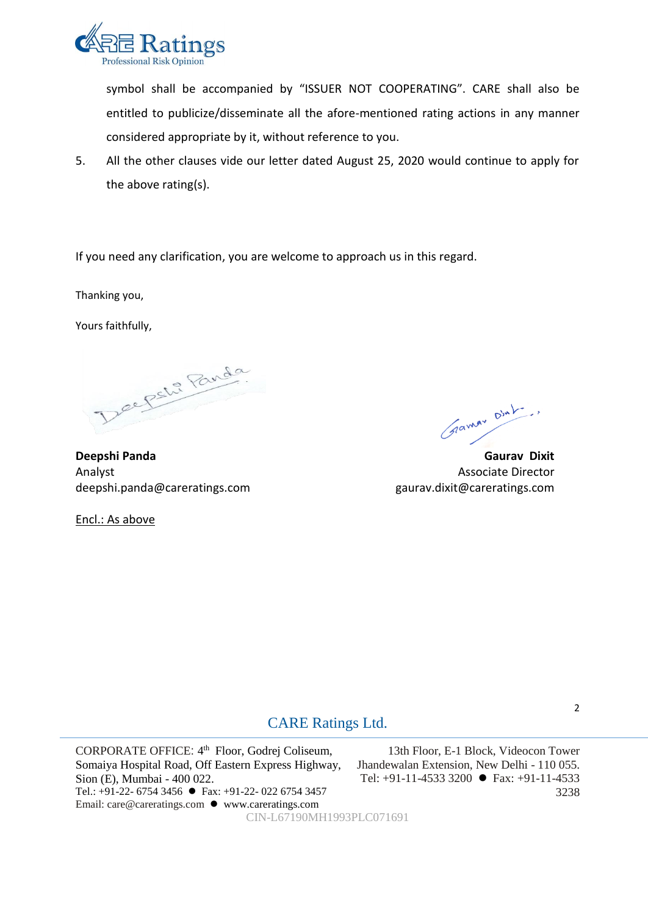symbol shall be accompanied by "ISSUER NOT COOPERATING". CARE shall also be entitled to publicize/disseminate all the afore-mentioned rating actions in any manner considered appropriate by it, without reference to you.

5. All the other clauses vide our letter dated August 25, 2020 would continue to apply for the above rating(s).

If you need any clarification, you are welcome to approach us in this regard.

Thanking you,

Yours faithfully,

**Deepshi Panda**
Analyst
deepshi.panda@careratings.com

**Gaurav Dixit**
Associate Director
gaurav.dixit@careratings.com

Encl.: As above

CARE Ratings Ltd.

CORPORATE OFFICE: 4th Floor, Godrej Coliseum, Somaiya Hospital Road, Off Eastern Express Highway, Sion (E), Mumbai - 400 022.
Tel.: +91-22- 6754 3456 ● Fax: +91-22- 022 6754 3457
Email: care@careratings.com ● www.careratings.com

13th Floor, E-1 Block, Videocon Tower Jhandewalan Extension, New Delhi - 110 055.
Tel: +91-11-4533 3200 ● Fax: +91-11-4533 3238

CIN-L67190MH1993PLC071691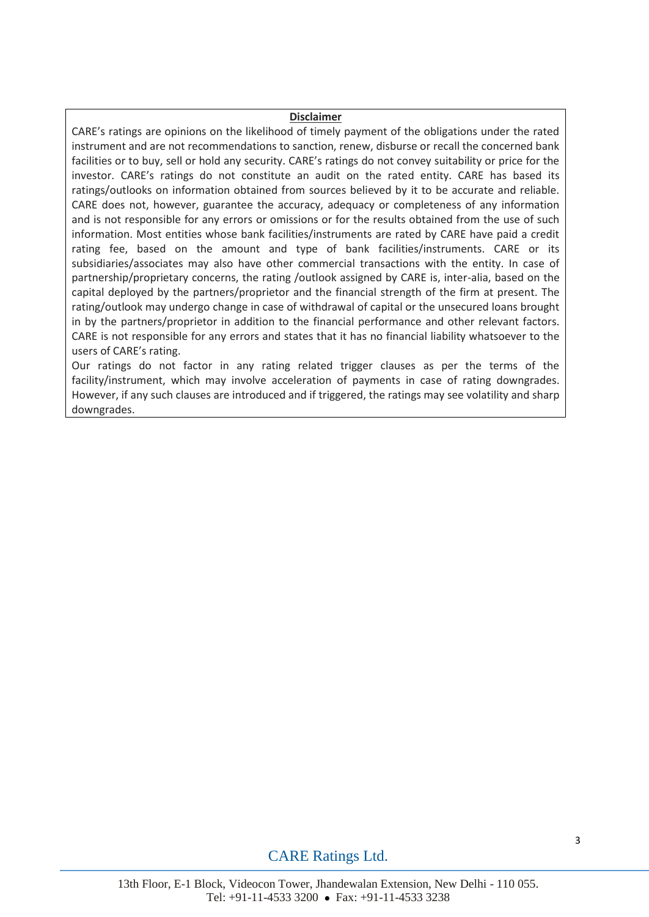**Disclaimer**

CARE's ratings are opinions on the likelihood of timely payment of the obligations under the rated instrument and are not recommendations to sanction, renew, disburse or recall the concerned bank facilities or to buy, sell or hold any security. CARE's ratings do not convey suitability or price for the investor. CARE's ratings do not constitute an audit on the rated entity. CARE has based its ratings/outlooks on information obtained from sources believed by it to be accurate and reliable. CARE does not, however, guarantee the accuracy, adequacy or completeness of any information and is not responsible for any errors or omissions or for the results obtained from the use of such information. Most entities whose bank facilities/instruments are rated by CARE have paid a credit rating fee, based on the amount and type of bank facilities/instruments. CARE or its subsidiaries/associates may also have other commercial transactions with the entity. In case of partnership/proprietary concerns, the rating /outlook assigned by CARE is, inter-alia, based on the capital deployed by the partners/proprietor and the financial strength of the firm at present. The rating/outlook may undergo change in case of withdrawal of capital or the unsecured loans brought in by the partners/proprietor in addition to the financial performance and other relevant factors. CARE is not responsible for any errors and states that it has no financial liability whatsoever to the users of CARE's rating.

Our ratings do not factor in any rating related trigger clauses as per the terms of the facility/instrument, which may involve acceleration of payments in case of rating downgrades. However, if any such clauses are introduced and if triggered, the ratings may see volatility and sharp downgrades.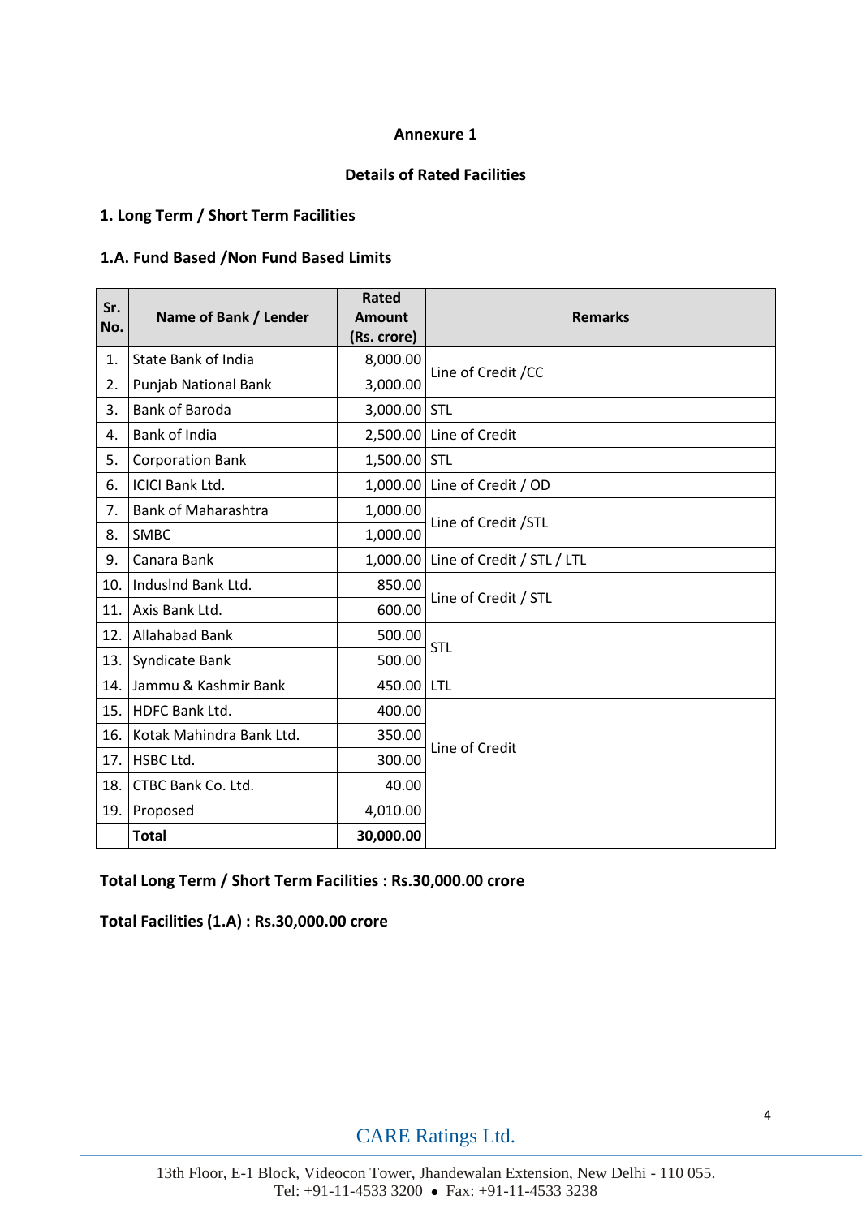## Annexure 1

### Details of Rated Facilities

### 1. Long Term / Short Term Facilities

### 1.A. Fund Based /Non Fund Based Limits

| Sr. No. | Name of Bank / Lender | Rated Amount (Rs. crore) | Remarks |
|---|---|---|---|
| 1. | State Bank of India | 8,000.00 | Line of Credit /CC |
| 2. | Punjab National Bank | 3,000.00 | |
| 3. | Bank of Baroda | 3,000.00 | STL |
| 4. | Bank of India | 2,500.00 | Line of Credit |
| 5. | Corporation Bank | 1,500.00 | STL |
| 6. | ICICI Bank Ltd. | 1,000.00 | Line of Credit / OD |
| 7. | Bank of Maharashtra | 1,000.00 | Line of Credit /STL |
| 8. | SMBC | 1,000.00 | |
| 9. | Canara Bank | 1,000.00 | Line of Credit / STL / LTL |
| 10. | IndusInd Bank Ltd. | 850.00 | Line of Credit / STL |
| 11. | Axis Bank Ltd. | 600.00 | |
| 12. | Allahabad Bank | 500.00 | STL |
| 13. | Syndicate Bank | 500.00 | |
| 14. | Jammu & Kashmir Bank | 450.00 | LTL |
| 15. | HDFC Bank Ltd. | 400.00 | Line of Credit |
| 16. | Kotak Mahindra Bank Ltd. | 350.00 | |
| 17. | HSBC Ltd. | 300.00 | |
| 18. | CTBC Bank Co. Ltd. | 40.00 | |
| 19. | Proposed | 4,010.00 | |
| | **Total** | **30,000.00** | |

**Total Long Term / Short Term Facilities : Rs.30,000.00 crore**

**Total Facilities (1.A) : Rs.30,000.00 crore**

CARE Ratings Ltd.

13th Floor, E-1 Block, Videocon Tower, Jhandewalan Extension, New Delhi - 110 055.
Tel: +91-11-4533 3200 • Fax: +91-11-4533 3238